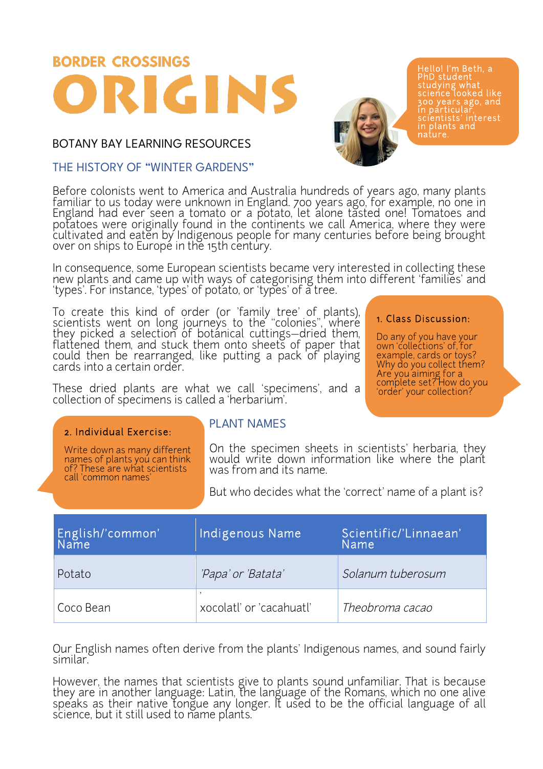BORDER CROSSINGS

# ORIGINS

BOTANY BAY LEARNING RESOURCES

Hello! I'm Beth, a PhD student studying what science looked like 300 years ago, and in particular, scientists' interest in plants and nature.

## THE HISTORY OF "WINTER GARDENS"

Before colonists went to America and Australia hundreds of years ago, many plants familiar to us today were unknown in England. 700 years ago, for example, no one in England had ever seen a tomato or a potato, let alone tasted one! Tomatoes and potatoes were originally found in the continents we call America, where they were cultivated and eaten by Indigenous people for many centuries before being brought over on ships to Europe in the 15th century.

In consequence, some European scientists became very interested in collecting these new plants and came up with ways of categorising them into different 'families' and 'types'. For instance, 'types' of potato, or 'types' of a tree.

To create this kind of order (or 'family tree' of plants), scientists went on long journeys to the "colonies", where they picked a selection of botanical cuttings—dried them, flattened them, and stuck them onto sheets of paper that could then be rearranged, like putting a pack of playing cards into a certain order.

These dried plants are what we call 'specimens', and a collection of specimens is called a 'herbarium'.

**1. Class Discussion:**

Do any of you have your own 'collections' of, for example, cards or toys? Why do you collect them? Are you aiming for a complete set? How do you 'order' your collection?

**2. Individual Exercise:**

Write down as many different names of plants you can think of? These are what scientists call 'common names'

## PLANT NAMES

On the specimen sheets in scientists' herbaria, they would write down information like where the plant was from and its name.

But who decides what the 'correct' name of a plant is?

| English/'common' Name | Indigenous Name | Scientific/'Linnaean' Name |
|---|---|---|
| Potato | *'Papa' or 'Batata'* | *Solanum tuberosum* |
| Coco Bean | 'xocolatl' or 'cacahuatl' | *Theobroma cacao* |

Our English names often derive from the plants' Indigenous names, and sound fairly similar.

However, the names that scientists give to plants sound unfamiliar. That is because they are in another language: Latin, the language of the Romans, which no one alive speaks as their native tongue any longer. It used to be the official language of all science, but it still used to name plants.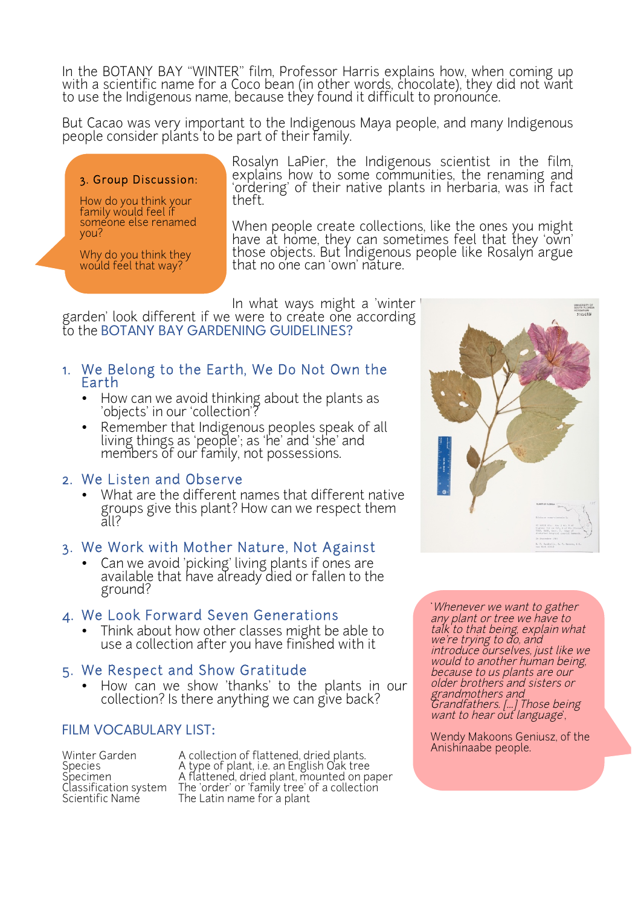In the BOTANY BAY "WINTER" film, Professor Harris explains how, when coming up with a scientific name for a Coco bean (in other words, chocolate), they did not want to use the Indigenous name, because they found it difficult to pronounce.

But Cacao was very important to the Indigenous Maya people, and many Indigenous people consider plants to be part of their family.

**3. Group Discussion:**

How do you think your family would feel if someone else renamed you?

Why do you think they would feel that way?

Rosalyn LaPier, the Indigenous scientist in the film, explains how to some communities, the renaming and 'ordering' of their native plants in herbaria, was in fact theft.

When people create collections, like the ones you might have at home, they can sometimes feel that they 'own' those objects. But Indigenous people like Rosalyn argue that no one can 'own' nature.

In what ways might a 'winter garden' look different if we were to create one according to the BOTANY BAY GARDENING GUIDELINES?

1. **We Belong to the Earth, We Do Not Own the Earth**
   - How can we avoid thinking about the plants as 'objects' in our 'collection'?
   - Remember that Indigenous peoples speak of all living things as 'people'; as 'he' and 'she' and members of our family, not possessions.
2. **We Listen and Observe**
   - What are the different names that different native groups give this plant? How can we respect them all?
3. **We Work with Mother Nature, Not Against**
   - Can we avoid 'picking' living plants if ones are available that have already died or fallen to the ground?
4. **We Look Forward Seven Generations**
   - Think about how other classes might be able to use a collection after you have finished with it
5. **We Respect and Show Gratitude**
   - How can we show 'thanks' to the plants in our collection? Is there anything we can give back?

*'Whenever we want to gather any plant or tree we have to talk to that being, explain what we're trying to do, and introduce ourselves, just like we would to another human being, because to us plants are our older brothers and sisters or grandmothers and Grandfathers. [...] Those being want to hear our language'*,

Wendy Makoons Geniusz, of the Anishinaabe people.

## FILM VOCABULARY LIST:

| | |
|---|---|
| Winter Garden | A collection of flattened, dried plants. |
| Species | A type of plant, i.e. an English Oak tree |
| Specimen | A flattened, dried plant, mounted on paper |
| Classification system | The 'order' or 'family tree' of a collection |
| Scientific Name | The Latin name for a plant |